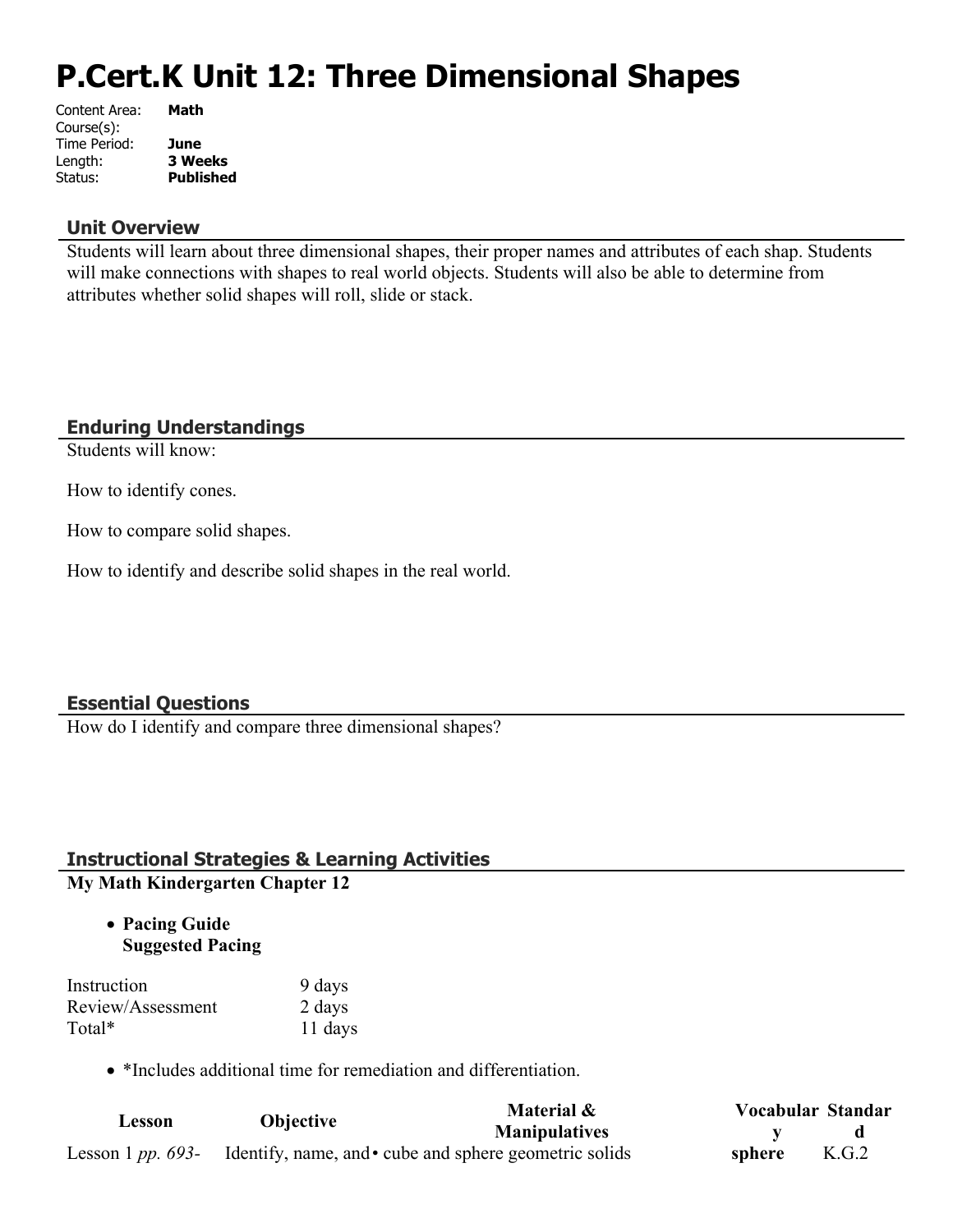# P.Cert.K Unit 12: Three Dimensional Shapes

Content Area: **Math**
Course(s):
Time Period: **June**
Length: **3 Weeks**
Status: **Published**

## Unit Overview

Students will learn about three dimensional shapes, their proper names and attributes of each shap. Students will make connections with shapes to real world objects. Students will also be able to determine from attributes whether solid shapes will roll, slide or stack.

## Enduring Understandings

Students will know:

How to identify cones.

How to compare solid shapes.

How to identify and describe solid shapes in the real world.

## Essential Questions

How do I identify and compare three dimensional shapes?

## Instructional Strategies & Learning Activities

**My Math Kindergarten Chapter 12**

- **Pacing Guide**
  **Suggested Pacing**

| | |
|---|---|
| Instruction | 9 days |
| Review/Assessment | 2 days |
| Total* | 11 days |

- *Includes additional time for remediation and differentiation.

| Lesson | Objective | Material & Manipulatives | Vocabulary | Standard |
|---|---|---|---|---|
| Lesson 1 *pp. 693-* | Identify, name, and | • cube and sphere geometric solids | **sphere** | K.G.2 |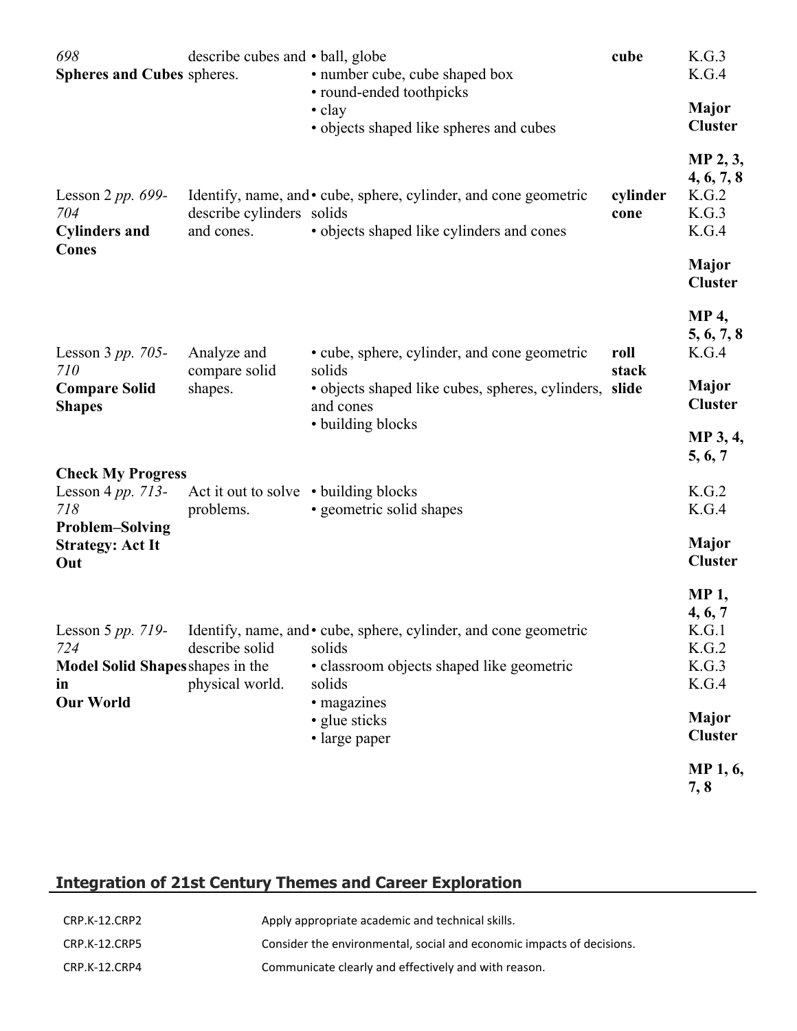| | | | | |
|---|---|---|---|---|
| *698*<br>**Spheres and Cubes** | describe cubes and spheres. | • ball, globe<br>• number cube, cube shaped box<br>• round-ended toothpicks<br>• clay<br>• objects shaped like spheres and cubes | **cube** | K.G.3<br>K.G.4<br><br>**Major Cluster**<br><br>**MP 2, 3, 4, 6, 7, 8** |
| Lesson 2 *pp. 699-704*<br>**Cylinders and Cones** | Identify, name, and describe cylinders and cones. | • cube, sphere, cylinder, and cone geometric solids<br>• objects shaped like cylinders and cones | **cylinder**<br>**cone** | K.G.2<br>K.G.3<br>K.G.4<br><br>**Major Cluster**<br><br>**MP 4, 5, 6, 7, 8** |
| Lesson 3 *pp. 705-710*<br>**Compare Solid Shapes** | Analyze and compare solid shapes. | • cube, sphere, cylinder, and cone geometric solids<br>• objects shaped like cubes, spheres, cylinders, and cones<br>• building blocks | **roll**<br>**stack**<br>**slide** | K.G.4<br><br>**Major Cluster**<br><br>**MP 3, 4, 5, 6, 7** |
| **Check My Progress** | | | | |
| Lesson 4 *pp. 713-718*<br>**Problem–Solving Strategy: Act It Out** | Act it out to solve problems. | • building blocks<br>• geometric solid shapes | | K.G.2<br>K.G.4<br><br>**Major Cluster**<br><br>**MP 1, 4, 6, 7** |
| Lesson 5 *pp. 719-724*<br>**Model Solid Shapes in Our World** | Identify, name, and describe solid shapes in the physical world. | • cube, sphere, cylinder, and cone geometric solids<br>• classroom objects shaped like geometric solids<br>• magazines<br>• glue sticks<br>• large paper | | K.G.1<br>K.G.2<br>K.G.3<br>K.G.4<br><br>**Major Cluster**<br><br>**MP 1, 6, 7, 8** |

## Integration of 21st Century Themes and Career Exploration

| | |
|---|---|
| CRP.K-12.CRP2 | Apply appropriate academic and technical skills. |
| CRP.K-12.CRP5 | Consider the environmental, social and economic impacts of decisions. |
| CRP.K-12.CRP4 | Communicate clearly and effectively and with reason. |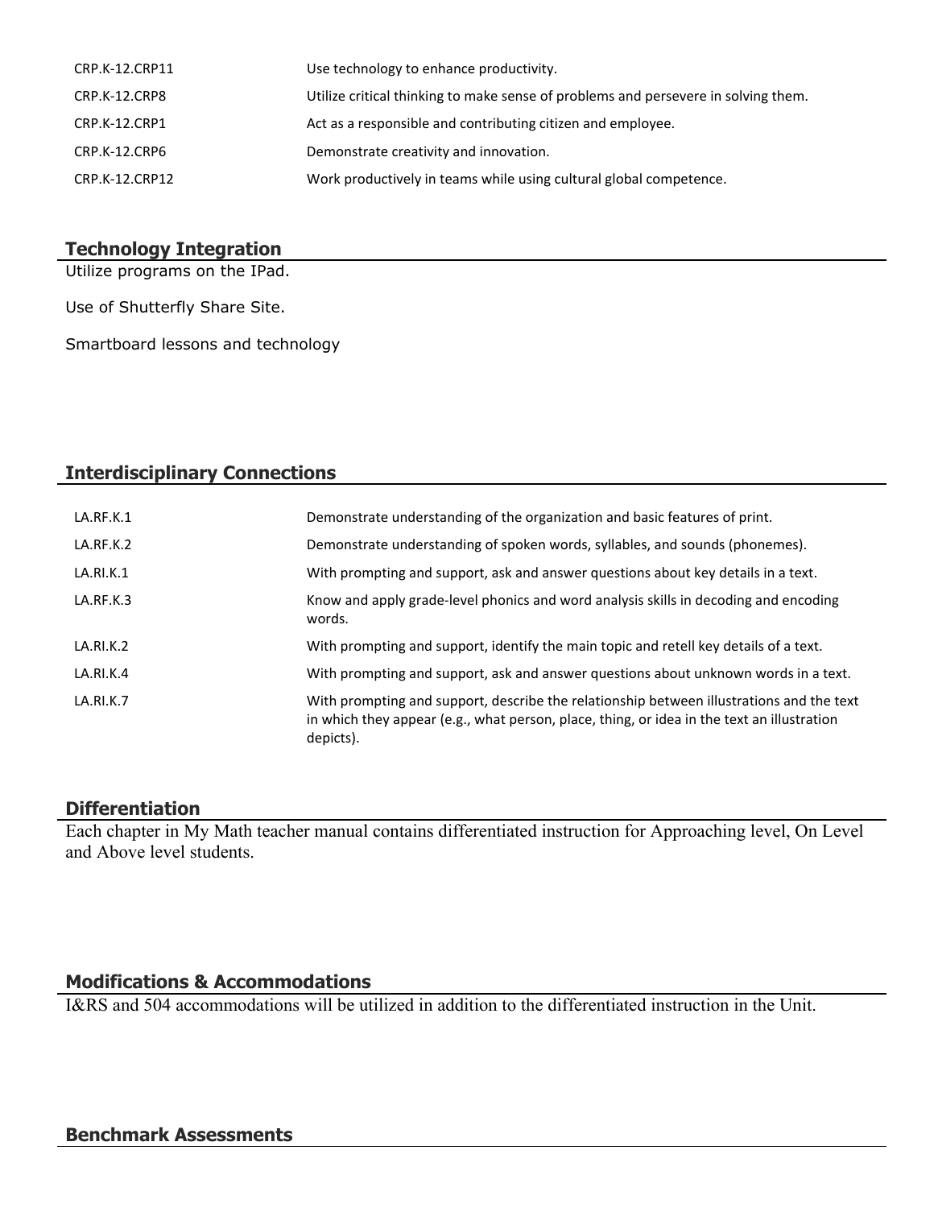| | |
|---|---|
| CRP.K-12.CRP11 | Use technology to enhance productivity. |
| CRP.K-12.CRP8 | Utilize critical thinking to make sense of problems and persevere in solving them. |
| CRP.K-12.CRP1 | Act as a responsible and contributing citizen and employee. |
| CRP.K-12.CRP6 | Demonstrate creativity and innovation. |
| CRP.K-12.CRP12 | Work productively in teams while using cultural global competence. |

## Technology Integration

Utilize programs on the IPad.

Use of Shutterfly Share Site.

Smartboard lessons and technology

## Interdisciplinary Connections

| | |
|---|---|
| LA.RF.K.1 | Demonstrate understanding of the organization and basic features of print. |
| LA.RF.K.2 | Demonstrate understanding of spoken words, syllables, and sounds (phonemes). |
| LA.RI.K.1 | With prompting and support, ask and answer questions about key details in a text. |
| LA.RF.K.3 | Know and apply grade-level phonics and word analysis skills in decoding and encoding words. |
| LA.RI.K.2 | With prompting and support, identify the main topic and retell key details of a text. |
| LA.RI.K.4 | With prompting and support, ask and answer questions about unknown words in a text. |
| LA.RI.K.7 | With prompting and support, describe the relationship between illustrations and the text in which they appear (e.g., what person, place, thing, or idea in the text an illustration depicts). |

## Differentiation

Each chapter in My Math teacher manual contains differentiated instruction for Approaching level, On Level and Above level students.

## Modifications & Accommodations

I&RS and 504 accommodations will be utilized in addition to the differentiated instruction in the Unit.

## Benchmark Assessments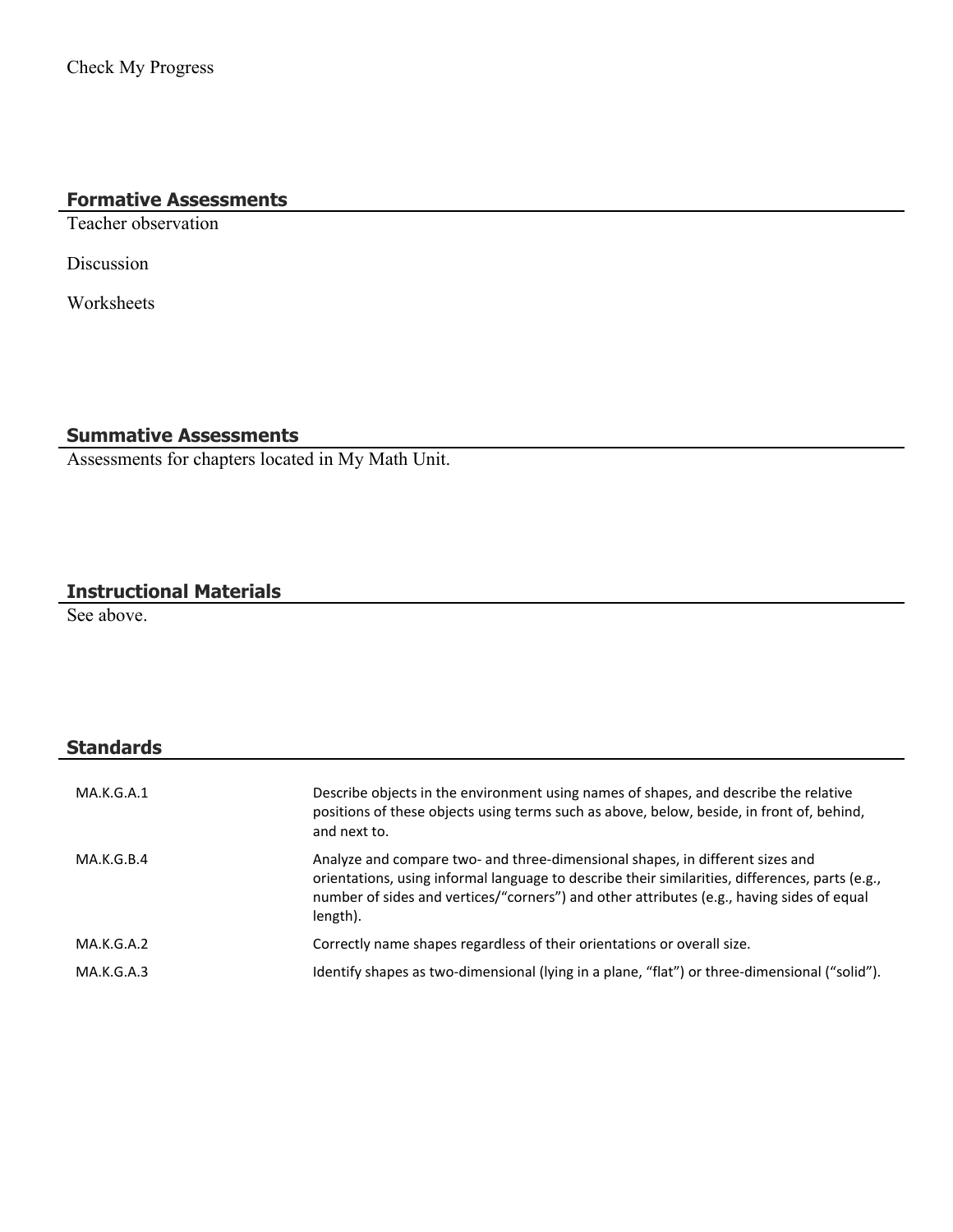Check My Progress

## Formative Assessments

Teacher observation

Discussion

Worksheets

## Summative Assessments

Assessments for chapters located in My Math Unit.

## Instructional Materials

See above.

## Standards

| | |
|---|---|
| MA.K.G.A.1 | Describe objects in the environment using names of shapes, and describe the relative positions of these objects using terms such as above, below, beside, in front of, behind, and next to. |
| MA.K.G.B.4 | Analyze and compare two- and three-dimensional shapes, in different sizes and orientations, using informal language to describe their similarities, differences, parts (e.g., number of sides and vertices/"corners") and other attributes (e.g., having sides of equal length). |
| MA.K.G.A.2 | Correctly name shapes regardless of their orientations or overall size. |
| MA.K.G.A.3 | Identify shapes as two-dimensional (lying in a plane, "flat") or three-dimensional ("solid"). |